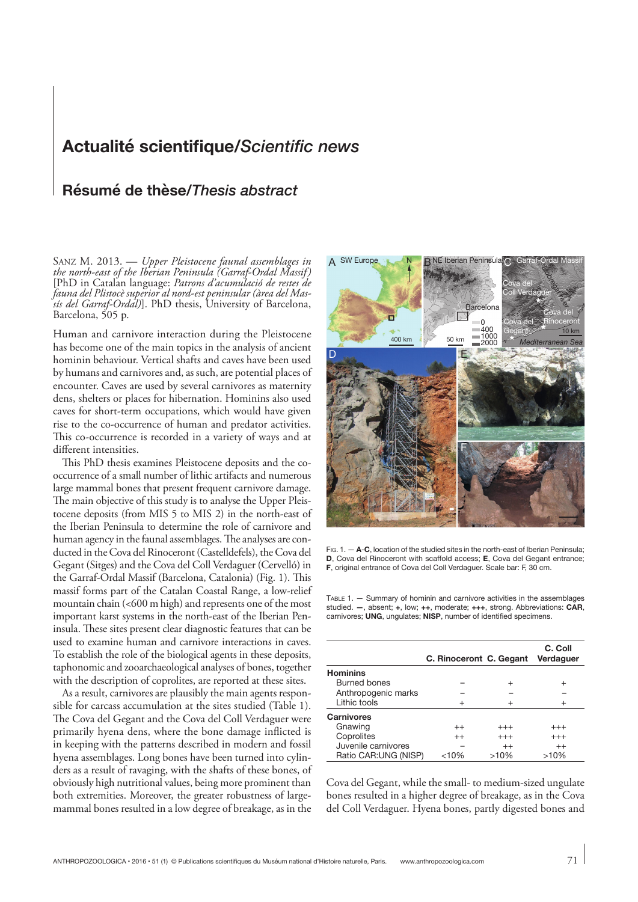# Actualité scientifique/*Scientific news*

## Résumé de thèse/*Thesis abstract*

Sanz M. 2013. — *Upper Pleistocene faunal assemblages in the north-east of the Iberian Peninsula (Garraf-Ordal Massif)* [PhD in Catalan language: *Patrons d'acumulació de restes de fauna del Plistocè superior al nord-est peninsular (àrea del Massís del Garraf-Ordal)*]. PhD thesis, University of Barcelona, Barcelona, 505 p.

Human and carnivore interaction during the Pleistocene has become one of the main topics in the analysis of ancient hominin behaviour. Vertical shafts and caves have been used by humans and carnivores and, as such, are potential places of encounter. Caves are used by several carnivores as maternity dens, shelters or places for hibernation. Hominins also used caves for short-term occupations, which would have given rise to the co-occurrence of human and predator activities. This co-occurrence is recorded in a variety of ways and at different intensities.

This PhD thesis examines Pleistocene deposits and the co-occurrence of a small number of lithic artifacts and numerous large mammal bones that present frequent carnivore damage. The main objective of this study is to analyse the Upper Pleistocene deposits (from MIS 5 to MIS 2) in the north-east of the Iberian Peninsula to determine the role of carnivore and human agency in the faunal assemblages. The analyses are conducted in the Cova del Rinoceront (Castelldefels), the Cova del Gegant (Sitges) and the Cova del Coll Verdaguer (Cervelló) in the Garraf-Ordal Massif (Barcelona, Catalonia) (Fig. 1). This massif forms part of the Catalan Coastal Range, a low-relief mountain chain (<600 m high) and represents one of the most important karst systems in the north-east of the Iberian Peninsula. These sites present clear diagnostic features that can be used to examine human and carnivore interactions in caves. To establish the role of the biological agents in these deposits, taphonomic and zooarchaeological analyses of bones, together with the description of coprolites, are reported at these sites.

As a result, carnivores are plausibly the main agents responsible for carcass accumulation at the sites studied (Table 1). The Cova del Gegant and the Cova del Coll Verdaguer were primarily hyena dens, where the bone damage inflicted is in keeping with the patterns described in modern and fossil hyena assemblages. Long bones have been turned into cylinders as a result of ravaging, with the shafts of these bones, of obviously high nutritional values, being more prominent than both extremities. Moreover, the greater robustness of large-mammal bones resulted in a low degree of breakage, as in the Cova del Gegant, while the small- to medium-sized ungulate bones resulted in a higher degree of breakage, as in the Cova del Coll Verdaguer. Hyena bones, partly digested bones and

Fig. 1. — **A**-**C**, location of the studied sites in the north-east of Iberian Peninsula; **D**, Cova del Rinoceront with scaffold access; **E**, Cova del Gegant entrance; **F**, original entrance of Cova del Coll Verdaguer. Scale bar: F, 30 cm.

Table 1. — Summary of hominin and carnivore activities in the assemblages studied. **–**, absent; **+**, low; **++**, moderate; **+++**, strong. Abbreviations: **CAR**, carnivores; **UNG**, ungulates; **NISP**, number of identified specimens.

| | C. Rinoceront | C. Gegant | C. Coll Verdaguer |
|---|---|---|---|
| **Hominins** | | | |
| Burned bones | – | + | + |
| Anthropogenic marks | – | – | – |
| Lithic tools | + | + | + |
| **Carnivores** | | | |
| Gnawing | ++ | +++ | +++ |
| Coprolites | ++ | +++ | +++ |
| Juvenile carnivores | – | ++ | ++ |
| Ratio CAR:UNG (NISP) | <10% | >10% | >10% |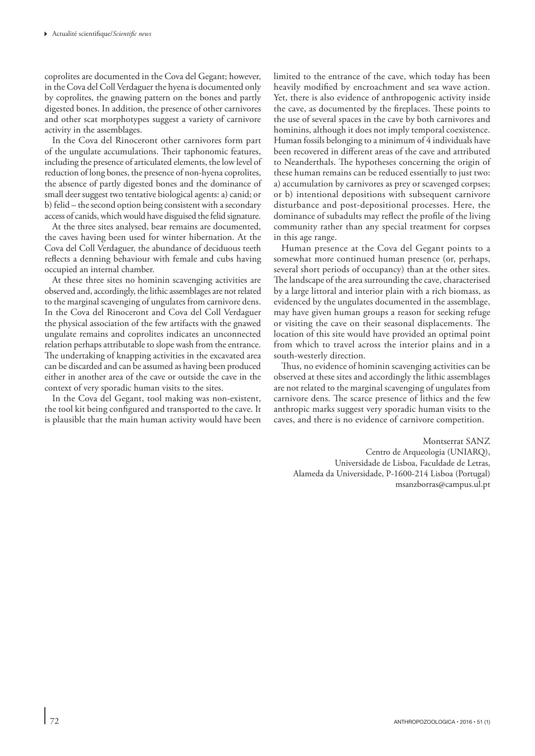coprolites are documented in the Cova del Gegant; however, in the Cova del Coll Verdaguer the hyena is documented only by coprolites, the gnawing pattern on the bones and partly digested bones. In addition, the presence of other carnivores and other scat morphotypes suggest a variety of carnivore activity in the assemblages.

In the Cova del Rinoceront other carnivores form part of the ungulate accumulations. Their taphonomic features, including the presence of articulated elements, the low level of reduction of long bones, the presence of non-hyena coprolites, the absence of partly digested bones and the dominance of small deer suggest two tentative biological agents: a) canid; or b) felid – the second option being consistent with a secondary access of canids, which would have disguised the felid signature.

At the three sites analysed, bear remains are documented, the caves having been used for winter hibernation. At the Cova del Coll Verdaguer, the abundance of deciduous teeth reflects a denning behaviour with female and cubs having occupied an internal chamber.

At these three sites no hominin scavenging activities are observed and, accordingly, the lithic assemblages are not related to the marginal scavenging of ungulates from carnivore dens. In the Cova del Rinoceront and Cova del Coll Verdaguer the physical association of the few artifacts with the gnawed ungulate remains and coprolites indicates an unconnected relation perhaps attributable to slope wash from the entrance. The undertaking of knapping activities in the excavated area can be discarded and can be assumed as having been produced either in another area of the cave or outside the cave in the context of very sporadic human visits to the sites.

In the Cova del Gegant, tool making was non-existent, the tool kit being configured and transported to the cave. It is plausible that the main human activity would have been limited to the entrance of the cave, which today has been heavily modified by encroachment and sea wave action. Yet, there is also evidence of anthropogenic activity inside the cave, as documented by the fireplaces. These points to the use of several spaces in the cave by both carnivores and hominins, although it does not imply temporal coexistence. Human fossils belonging to a minimum of 4 individuals have been recovered in different areas of the cave and attributed to Neanderthals. The hypotheses concerning the origin of these human remains can be reduced essentially to just two: a) accumulation by carnivores as prey or scavenged corpses; or b) intentional depositions with subsequent carnivore disturbance and post-depositional processes. Here, the dominance of subadults may reflect the profile of the living community rather than any special treatment for corpses in this age range.

Human presence at the Cova del Gegant points to a somewhat more continued human presence (or, perhaps, several short periods of occupancy) than at the other sites. The landscape of the area surrounding the cave, characterised by a large littoral and interior plain with a rich biomass, as evidenced by the ungulates documented in the assemblage, may have given human groups a reason for seeking refuge or visiting the cave on their seasonal displacements. The location of this site would have provided an optimal point from which to travel across the interior plains and in a south-westerly direction.

Thus, no evidence of hominin scavenging activities can be observed at these sites and accordingly the lithic assemblages are not related to the marginal scavenging of ungulates from carnivore dens. The scarce presence of lithics and the few anthropic marks suggest very sporadic human visits to the caves, and there is no evidence of carnivore competition.

Montserrat SANZ
Centro de Arqueologia (UNIARQ),
Universidade de Lisboa, Faculdade de Letras,
Alameda da Universidade, P-1600-214 Lisboa (Portugal)
msanzborras@campus.ul.pt